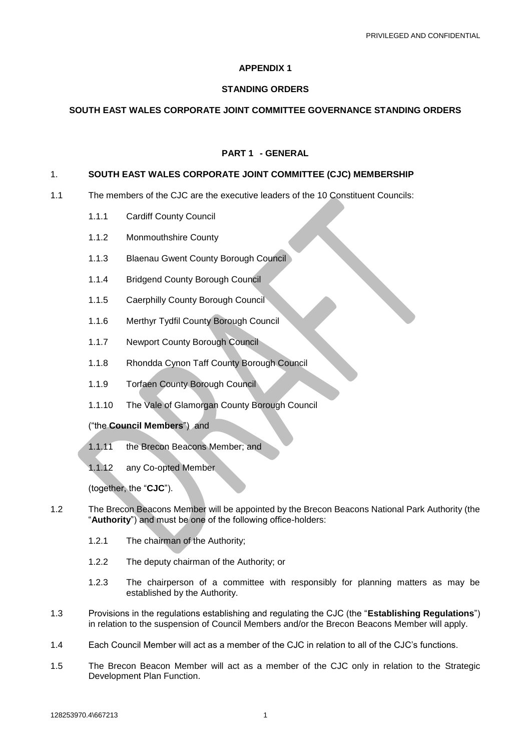**APPENDIX 1**

**STANDING ORDERS**

**SOUTH EAST WALES CORPORATE JOINT COMMITTEE GOVERNANCE STANDING ORDERS**

**PART 1 - GENERAL**

1. **SOUTH EAST WALES CORPORATE JOINT COMMITTEE (CJC) MEMBERSHIP**

1.1 The members of the CJC are the executive leaders of the 10 Constituent Councils:

1.1.1 Cardiff County Council

1.1.2 Monmouthshire County

1.1.3 Blaenau Gwent County Borough Council

1.1.4 Bridgend County Borough Council

1.1.5 Caerphilly County Borough Council

1.1.6 Merthyr Tydfil County Borough Council

1.1.7 Newport County Borough Council

1.1.8 Rhondda Cynon Taff County Borough Council

1.1.9 Torfaen County Borough Council

1.1.10 The Vale of Glamorgan County Borough Council

("the **Council Members**") and

1.1.11 the Brecon Beacons Member; and

1.1.12 any Co-opted Member

(together, the "**CJC**").

1.2 The Brecon Beacons Member will be appointed by the Brecon Beacons National Park Authority (the "**Authority**") and must be one of the following office-holders:

1.2.1 The chairman of the Authority;

1.2.2 The deputy chairman of the Authority; or

1.2.3 The chairperson of a committee with responsibly for planning matters as may be established by the Authority.

1.3 Provisions in the regulations establishing and regulating the CJC (the "**Establishing Regulations**") in relation to the suspension of Council Members and/or the Brecon Beacons Member will apply.

1.4 Each Council Member will act as a member of the CJC in relation to all of the CJC's functions.

1.5 The Brecon Beacon Member will act as a member of the CJC only in relation to the Strategic Development Plan Function.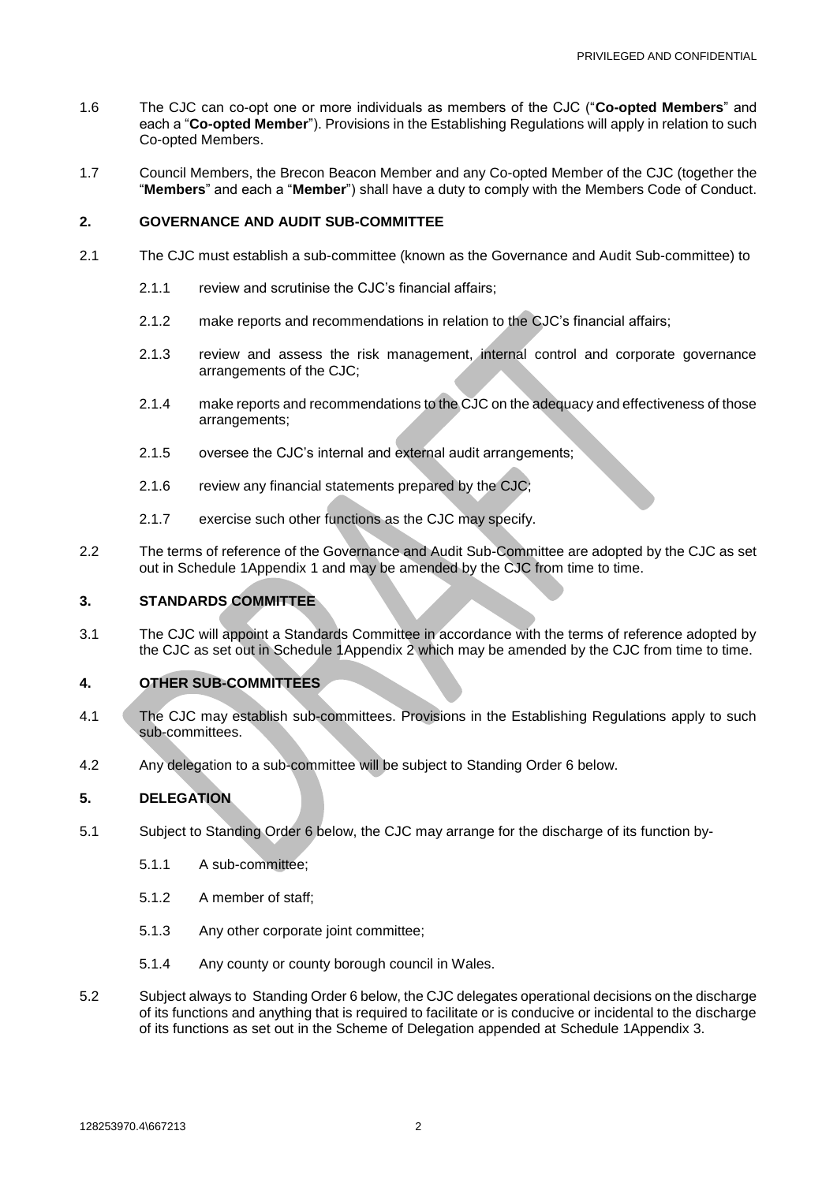1.6 The CJC can co-opt one or more individuals as members of the CJC ("**Co-opted Members**" and each a "**Co-opted Member**"). Provisions in the Establishing Regulations will apply in relation to such Co-opted Members.

1.7 Council Members, the Brecon Beacon Member and any Co-opted Member of the CJC (together the "**Members**" and each a "**Member**") shall have a duty to comply with the Members Code of Conduct.

## 2. GOVERNANCE AND AUDIT SUB-COMMITTEE

2.1 The CJC must establish a sub-committee (known as the Governance and Audit Sub-committee) to

- 2.1.1 review and scrutinise the CJC's financial affairs;
- 2.1.2 make reports and recommendations in relation to the CJC's financial affairs;
- 2.1.3 review and assess the risk management, internal control and corporate governance arrangements of the CJC;
- 2.1.4 make reports and recommendations to the CJC on the adequacy and effectiveness of those arrangements;
- 2.1.5 oversee the CJC's internal and external audit arrangements;
- 2.1.6 review any financial statements prepared by the CJC;
- 2.1.7 exercise such other functions as the CJC may specify.

2.2 The terms of reference of the Governance and Audit Sub-Committee are adopted by the CJC as set out in Schedule 1Appendix 1 and may be amended by the CJC from time to time.

## 3. STANDARDS COMMITTEE

3.1 The CJC will appoint a Standards Committee in accordance with the terms of reference adopted by the CJC as set out in Schedule 1Appendix 2 which may be amended by the CJC from time to time.

## 4. OTHER SUB-COMMITTEES

4.1 The CJC may establish sub-committees. Provisions in the Establishing Regulations apply to such sub-committees.

4.2 Any delegation to a sub-committee will be subject to Standing Order 6 below.

## 5. DELEGATION

5.1 Subject to Standing Order 6 below, the CJC may arrange for the discharge of its function by-

- 5.1.1 A sub-committee;
- 5.1.2 A member of staff;
- 5.1.3 Any other corporate joint committee;
- 5.1.4 Any county or county borough council in Wales.

5.2 Subject always to Standing Order 6 below, the CJC delegates operational decisions on the discharge of its functions and anything that is required to facilitate or is conducive or incidental to the discharge of its functions as set out in the Scheme of Delegation appended at Schedule 1Appendix 3.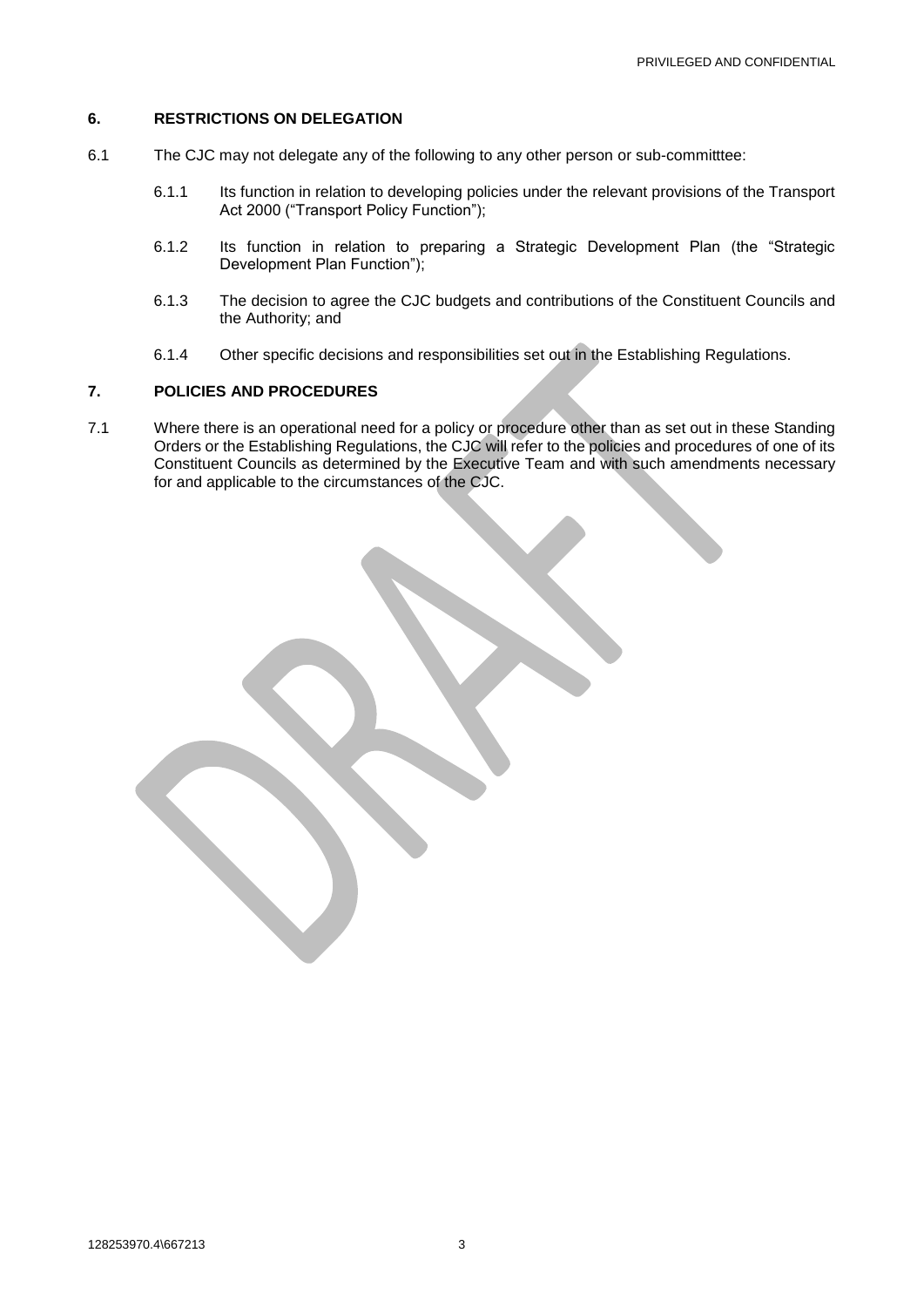## 6. RESTRICTIONS ON DELEGATION

6.1 The CJC may not delegate any of the following to any other person or sub-committtee:

6.1.1 Its function in relation to developing policies under the relevant provisions of the Transport Act 2000 ("Transport Policy Function");

6.1.2 Its function in relation to preparing a Strategic Development Plan (the "Strategic Development Plan Function");

6.1.3 The decision to agree the CJC budgets and contributions of the Constituent Councils and the Authority; and

6.1.4 Other specific decisions and responsibilities set out in the Establishing Regulations.

## 7. POLICIES AND PROCEDURES

7.1 Where there is an operational need for a policy or procedure other than as set out in these Standing Orders or the Establishing Regulations, the CJC will refer to the policies and procedures of one of its Constituent Councils as determined by the Executive Team and with such amendments necessary for and applicable to the circumstances of the CJC.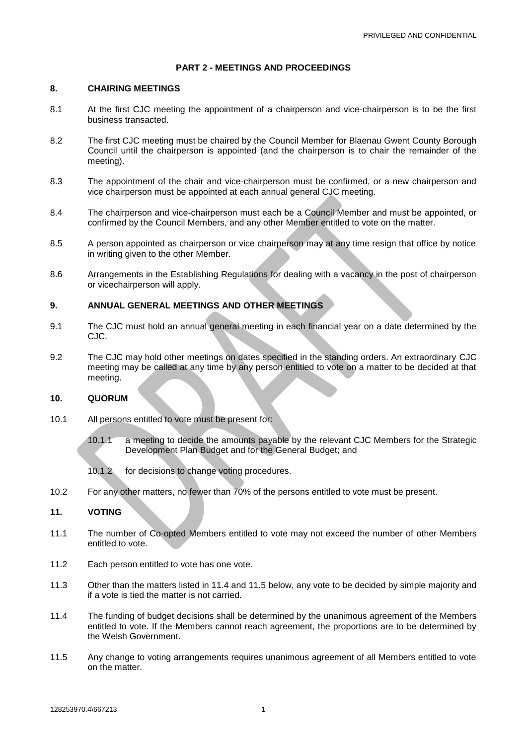## PART 2 - MEETINGS AND PROCEEDINGS

### 8. CHAIRING MEETINGS

8.1 At the first CJC meeting the appointment of a chairperson and vice-chairperson is to be the first business transacted.

8.2 The first CJC meeting must be chaired by the Council Member for Blaenau Gwent County Borough Council until the chairperson is appointed (and the chairperson is to chair the remainder of the meeting).

8.3 The appointment of the chair and vice-chairperson must be confirmed, or a new chairperson and vice chairperson must be appointed at each annual general CJC meeting.

8.4 The chairperson and vice-chairperson must each be a Council Member and must be appointed, or confirmed by the Council Members, and any other Member entitled to vote on the matter.

8.5 A person appointed as chairperson or vice chairperson may at any time resign that office by notice in writing given to the other Member.

8.6 Arrangements in the Establishing Regulations for dealing with a vacancy in the post of chairperson or vicechairperson will apply.

### 9. ANNUAL GENERAL MEETINGS AND OTHER MEETINGS

9.1 The CJC must hold an annual general meeting in each financial year on a date determined by the CJC.

9.2 The CJC may hold other meetings on dates specified in the standing orders. An extraordinary CJC meeting may be called at any time by any person entitled to vote on a matter to be decided at that meeting.

### 10. QUORUM

10.1 All persons entitled to vote must be present for:

10.1.1 a meeting to decide the amounts payable by the relevant CJC Members for the Strategic Development Plan Budget and for the General Budget; and

10.1.2 for decisions to change voting procedures.

10.2 For any other matters, no fewer than 70% of the persons entitled to vote must be present.

### 11. VOTING

11.1 The number of Co-opted Members entitled to vote may not exceed the number of other Members entitled to vote.

11.2 Each person entitled to vote has one vote.

11.3 Other than the matters listed in 11.4 and 11.5 below, any vote to be decided by simple majority and if a vote is tied the matter is not carried.

11.4 The funding of budget decisions shall be determined by the unanimous agreement of the Members entitled to vote. If the Members cannot reach agreement, the proportions are to be determined by the Welsh Government.

11.5 Any change to voting arrangements requires unanimous agreement of all Members entitled to vote on the matter.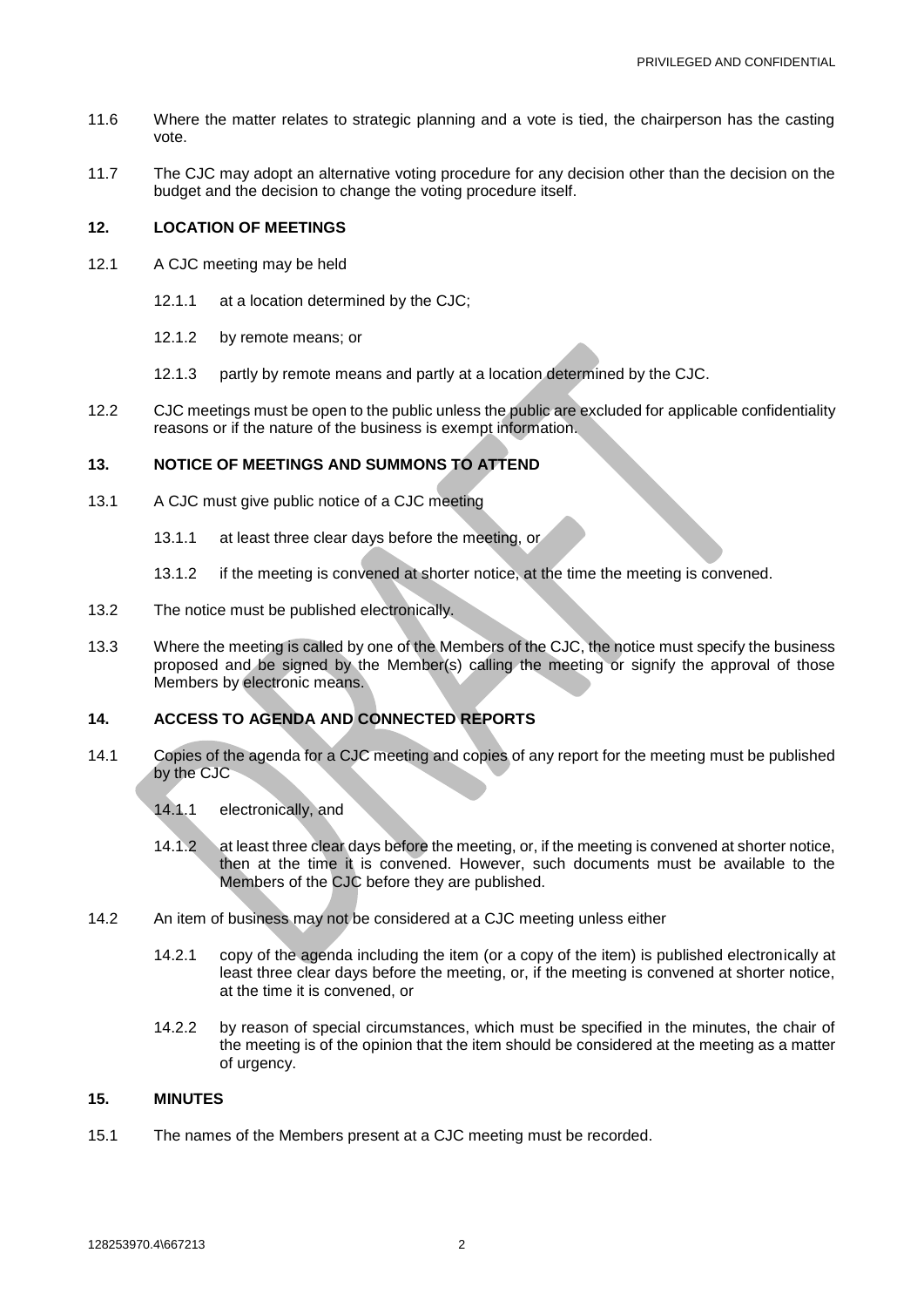11.6 Where the matter relates to strategic planning and a vote is tied, the chairperson has the casting vote.

11.7 The CJC may adopt an alternative voting procedure for any decision other than the decision on the budget and the decision to change the voting procedure itself.

## 12. LOCATION OF MEETINGS

12.1 A CJC meeting may be held

- 12.1.1 at a location determined by the CJC;
- 12.1.2 by remote means; or
- 12.1.3 partly by remote means and partly at a location determined by the CJC.

12.2 CJC meetings must be open to the public unless the public are excluded for applicable confidentiality reasons or if the nature of the business is exempt information.

## 13. NOTICE OF MEETINGS AND SUMMONS TO ATTEND

13.1 A CJC must give public notice of a CJC meeting

- 13.1.1 at least three clear days before the meeting, or
- 13.1.2 if the meeting is convened at shorter notice, at the time the meeting is convened.

13.2 The notice must be published electronically.

13.3 Where the meeting is called by one of the Members of the CJC, the notice must specify the business proposed and be signed by the Member(s) calling the meeting or signify the approval of those Members by electronic means.

## 14. ACCESS TO AGENDA AND CONNECTED REPORTS

14.1 Copies of the agenda for a CJC meeting and copies of any report for the meeting must be published by the CJC

- 14.1.1 electronically, and
- 14.1.2 at least three clear days before the meeting, or, if the meeting is convened at shorter notice, then at the time it is convened. However, such documents must be available to the Members of the CJC before they are published.

14.2 An item of business may not be considered at a CJC meeting unless either

- 14.2.1 copy of the agenda including the item (or a copy of the item) is published electronically at least three clear days before the meeting, or, if the meeting is convened at shorter notice, at the time it is convened, or
- 14.2.2 by reason of special circumstances, which must be specified in the minutes, the chair of the meeting is of the opinion that the item should be considered at the meeting as a matter of urgency.

## 15. MINUTES

15.1 The names of the Members present at a CJC meeting must be recorded.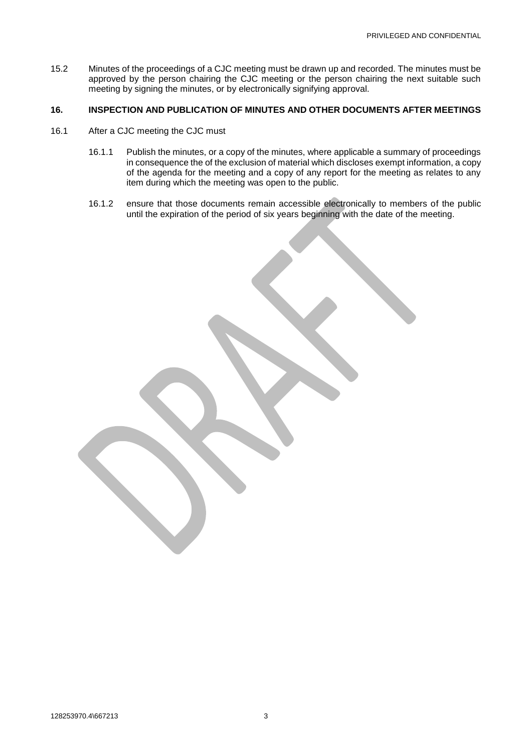15.2 Minutes of the proceedings of a CJC meeting must be drawn up and recorded. The minutes must be approved by the person chairing the CJC meeting or the person chairing the next suitable such meeting by signing the minutes, or by electronically signifying approval.

## 16. INSPECTION AND PUBLICATION OF MINUTES AND OTHER DOCUMENTS AFTER MEETINGS

16.1 After a CJC meeting the CJC must

16.1.1 Publish the minutes, or a copy of the minutes, where applicable a summary of proceedings in consequence the of the exclusion of material which discloses exempt information, a copy of the agenda for the meeting and a copy of any report for the meeting as relates to any item during which the meeting was open to the public.

16.1.2 ensure that those documents remain accessible electronically to members of the public until the expiration of the period of six years beginning with the date of the meeting.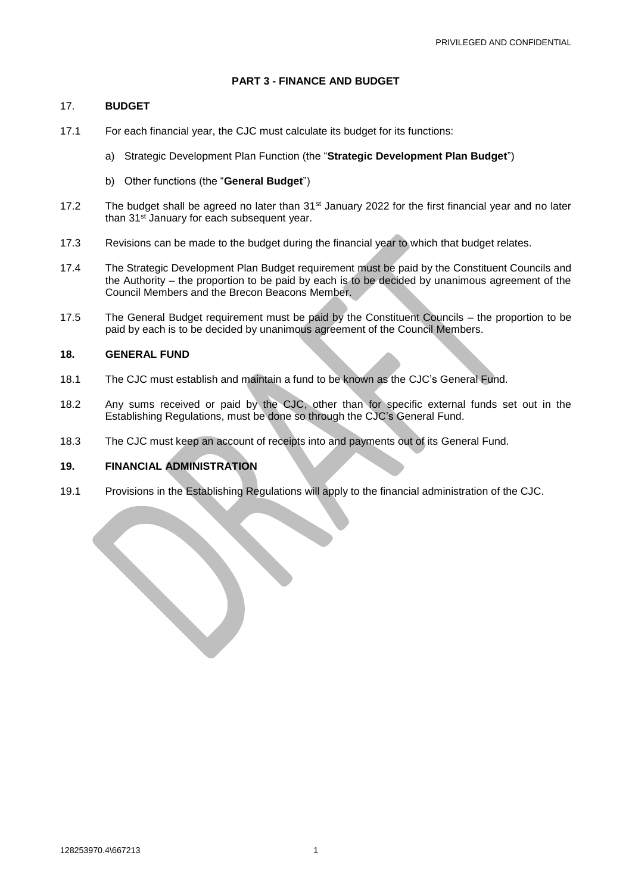## PART 3 - FINANCE AND BUDGET

### 17. BUDGET

17.1 For each financial year, the CJC must calculate its budget for its functions:

a) Strategic Development Plan Function (the "**Strategic Development Plan Budget**")

b) Other functions (the "**General Budget**")

17.2 The budget shall be agreed no later than 31st January 2022 for the first financial year and no later than 31st January for each subsequent year.

17.3 Revisions can be made to the budget during the financial year to which that budget relates.

17.4 The Strategic Development Plan Budget requirement must be paid by the Constituent Councils and the Authority – the proportion to be paid by each is to be decided by unanimous agreement of the Council Members and the Brecon Beacons Member.

17.5 The General Budget requirement must be paid by the Constituent Councils – the proportion to be paid by each is to be decided by unanimous agreement of the Council Members.

### 18. GENERAL FUND

18.1 The CJC must establish and maintain a fund to be known as the CJC's General Fund.

18.2 Any sums received or paid by the CJC, other than for specific external funds set out in the Establishing Regulations, must be done so through the CJC's General Fund.

18.3 The CJC must keep an account of receipts into and payments out of its General Fund.

### 19. FINANCIAL ADMINISTRATION

19.1 Provisions in the Establishing Regulations will apply to the financial administration of the CJC.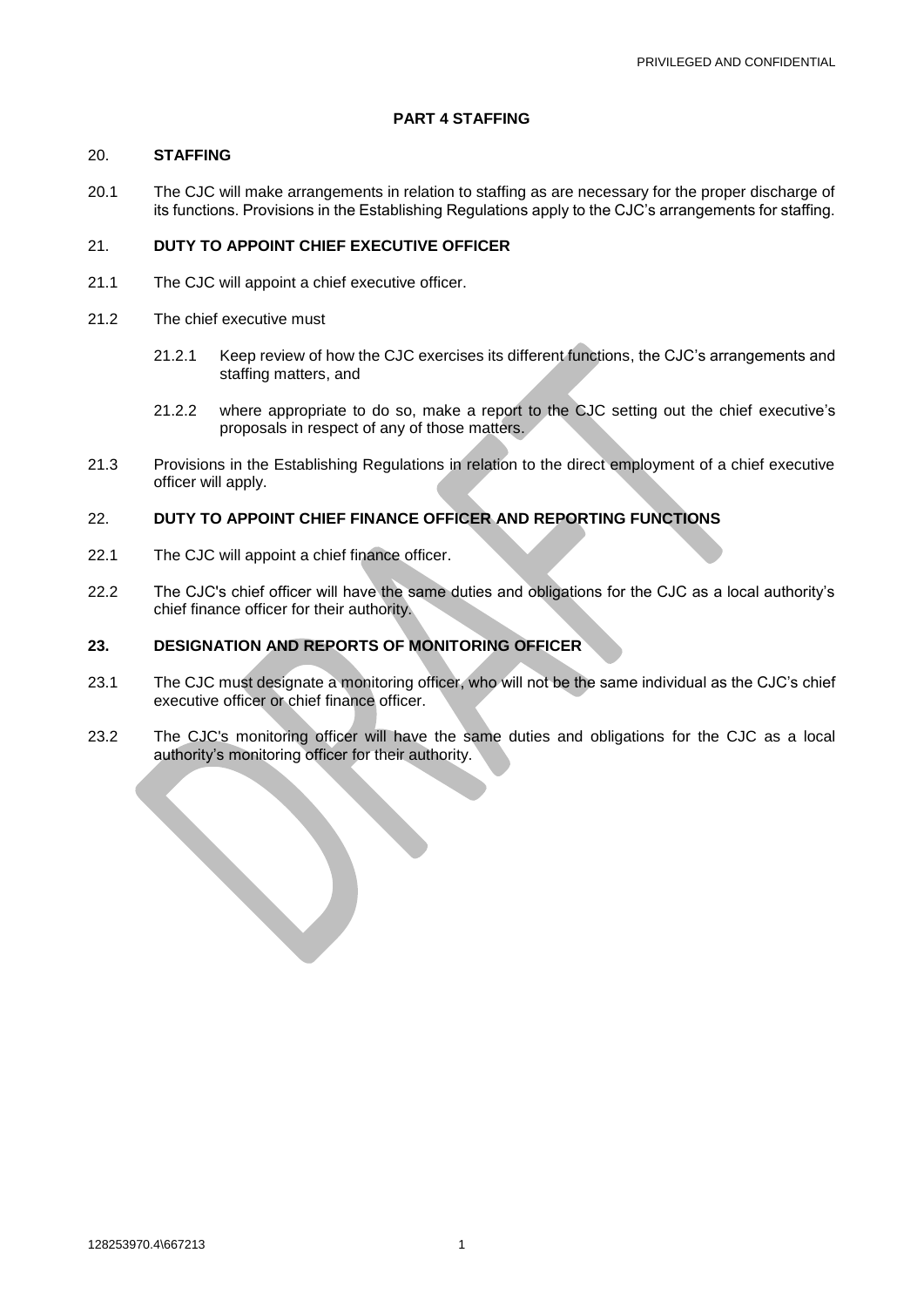## PART 4 STAFFING

### 20. STAFFING

20.1 The CJC will make arrangements in relation to staffing as are necessary for the proper discharge of its functions. Provisions in the Establishing Regulations apply to the CJC's arrangements for staffing.

### 21. DUTY TO APPOINT CHIEF EXECUTIVE OFFICER

21.1 The CJC will appoint a chief executive officer.

21.2 The chief executive must

21.2.1 Keep review of how the CJC exercises its different functions, the CJC's arrangements and staffing matters, and

21.2.2 where appropriate to do so, make a report to the CJC setting out the chief executive's proposals in respect of any of those matters.

21.3 Provisions in the Establishing Regulations in relation to the direct employment of a chief executive officer will apply.

### 22. DUTY TO APPOINT CHIEF FINANCE OFFICER AND REPORTING FUNCTIONS

22.1 The CJC will appoint a chief finance officer.

22.2 The CJC's chief officer will have the same duties and obligations for the CJC as a local authority's chief finance officer for their authority.

### 23. DESIGNATION AND REPORTS OF MONITORING OFFICER

23.1 The CJC must designate a monitoring officer, who will not be the same individual as the CJC's chief executive officer or chief finance officer.

23.2 The CJC's monitoring officer will have the same duties and obligations for the CJC as a local authority's monitoring officer for their authority.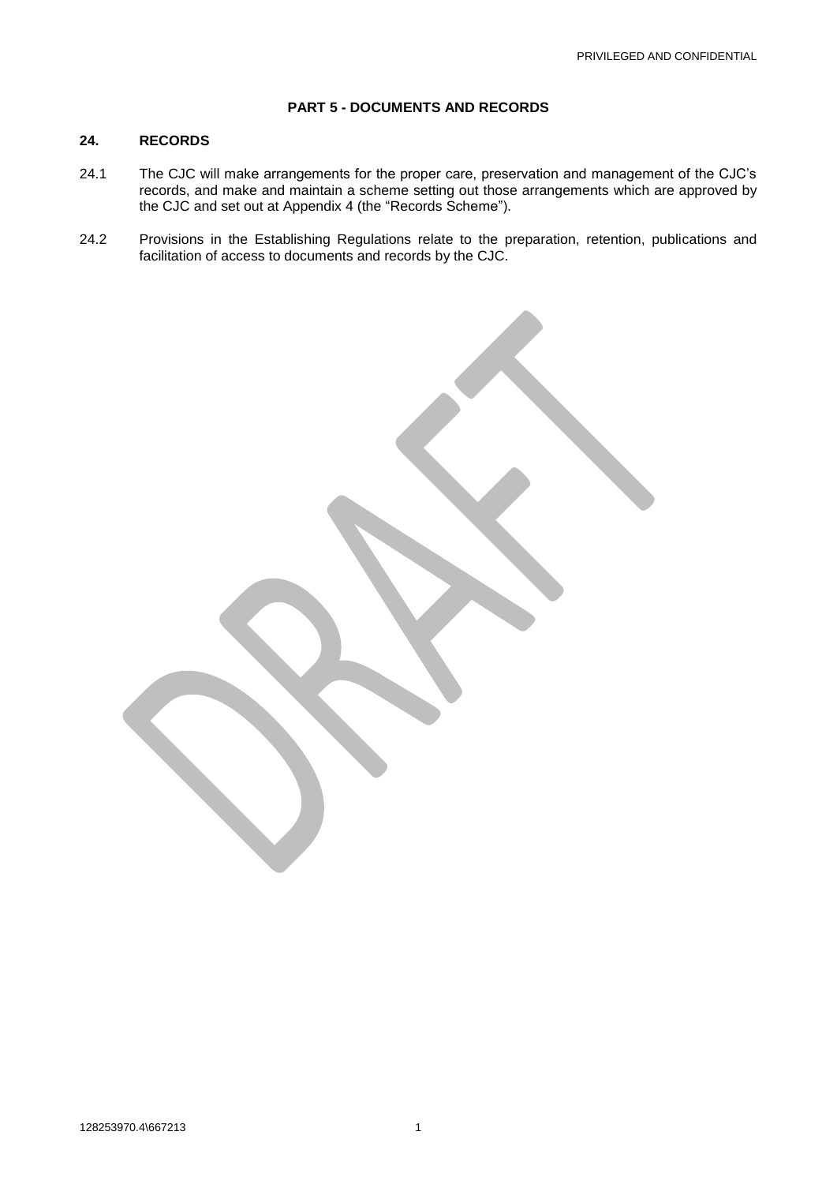**PART 5 - DOCUMENTS AND RECORDS**

## 24. RECORDS

24.1 The CJC will make arrangements for the proper care, preservation and management of the CJC's records, and make and maintain a scheme setting out those arrangements which are approved by the CJC and set out at Appendix 4 (the "Records Scheme").

24.2 Provisions in the Establishing Regulations relate to the preparation, retention, publications and facilitation of access to documents and records by the CJC.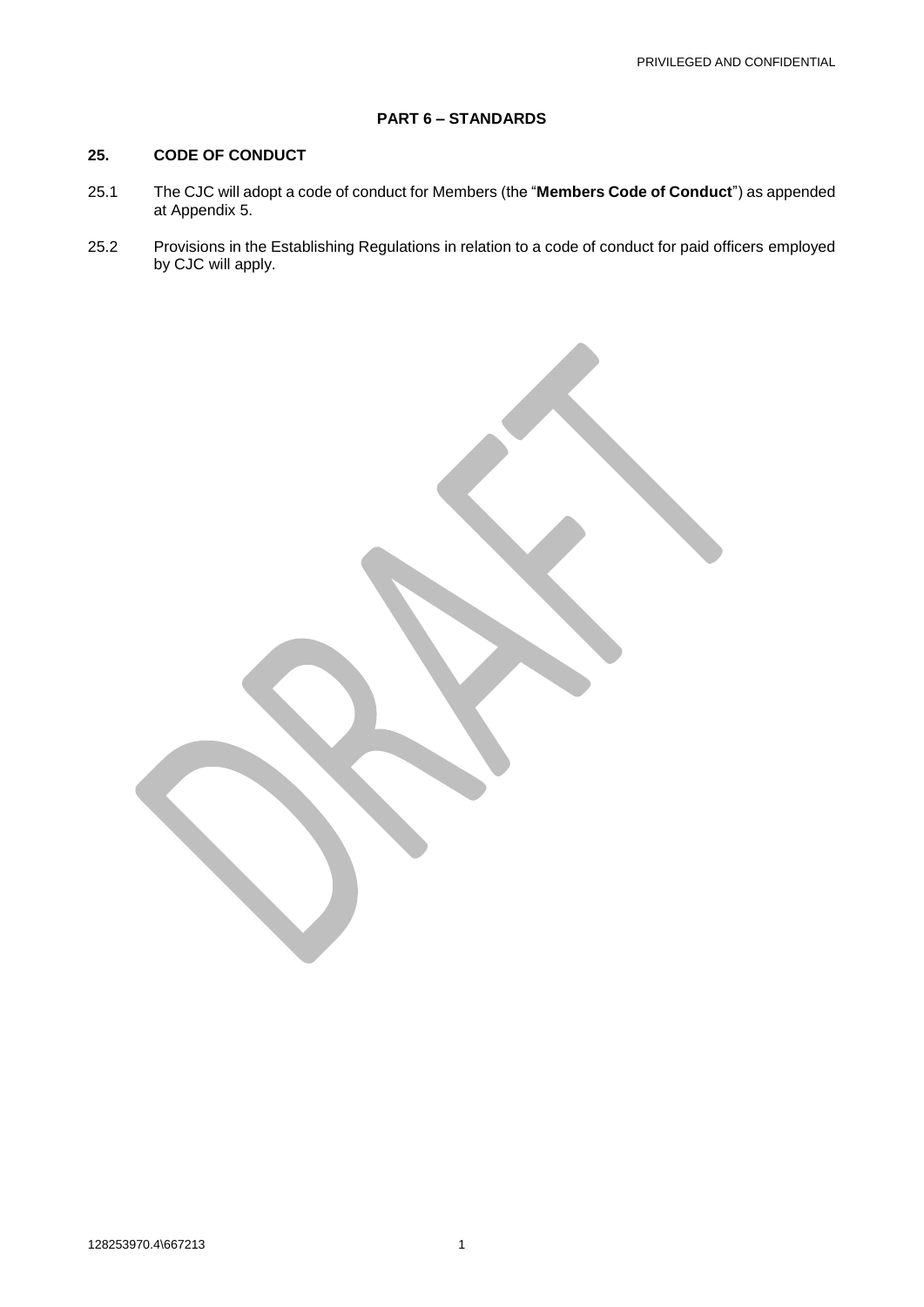## PART 6 – STANDARDS

### 25. CODE OF CONDUCT

25.1 The CJC will adopt a code of conduct for Members (the "**Members Code of Conduct**") as appended at Appendix 5.

25.2 Provisions in the Establishing Regulations in relation to a code of conduct for paid officers employed by CJC will apply.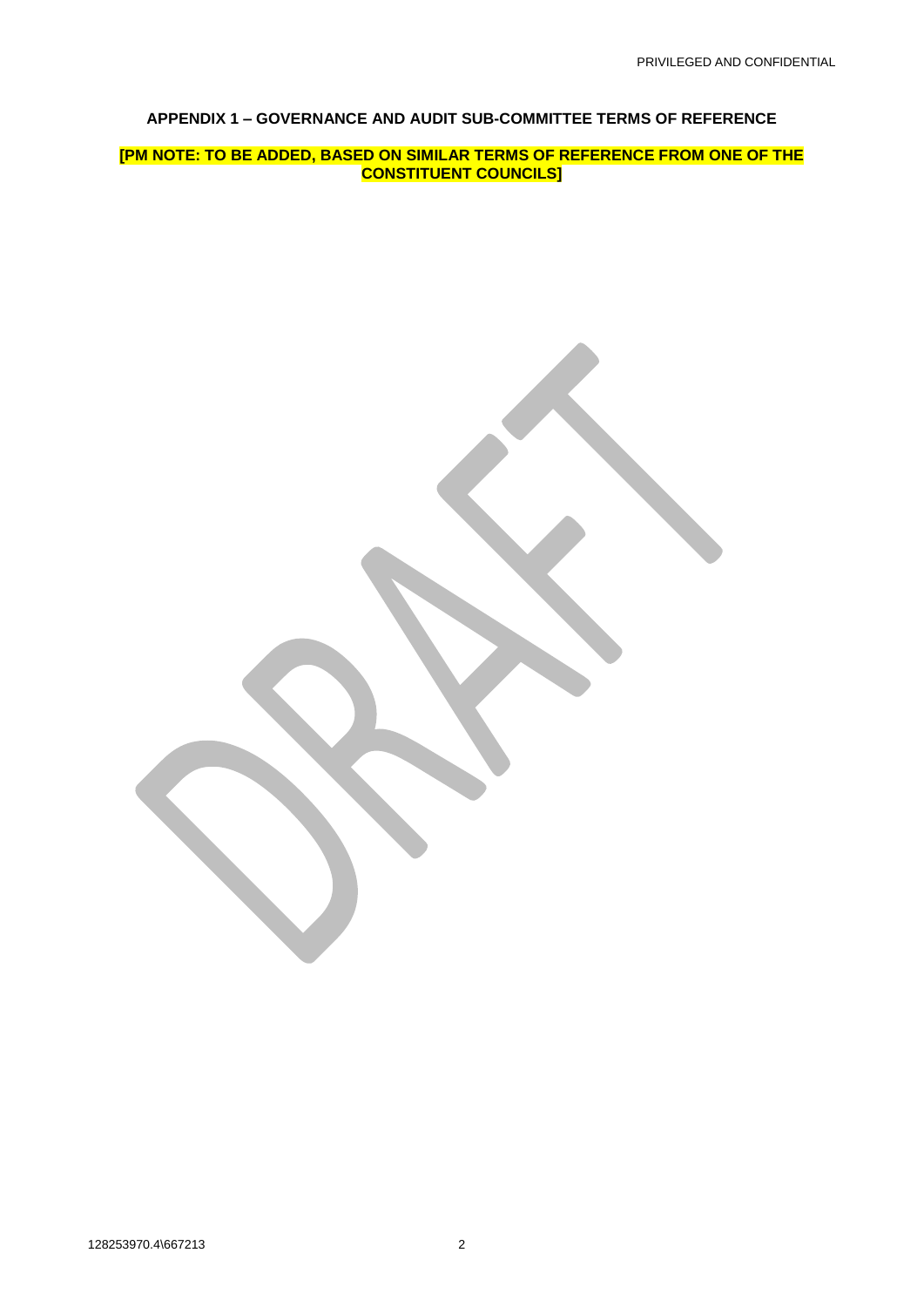**APPENDIX 1 – GOVERNANCE AND AUDIT SUB-COMMITTEE TERMS OF REFERENCE**

**[PM NOTE: TO BE ADDED, BASED ON SIMILAR TERMS OF REFERENCE FROM ONE OF THE CONSTITUENT COUNCILS]**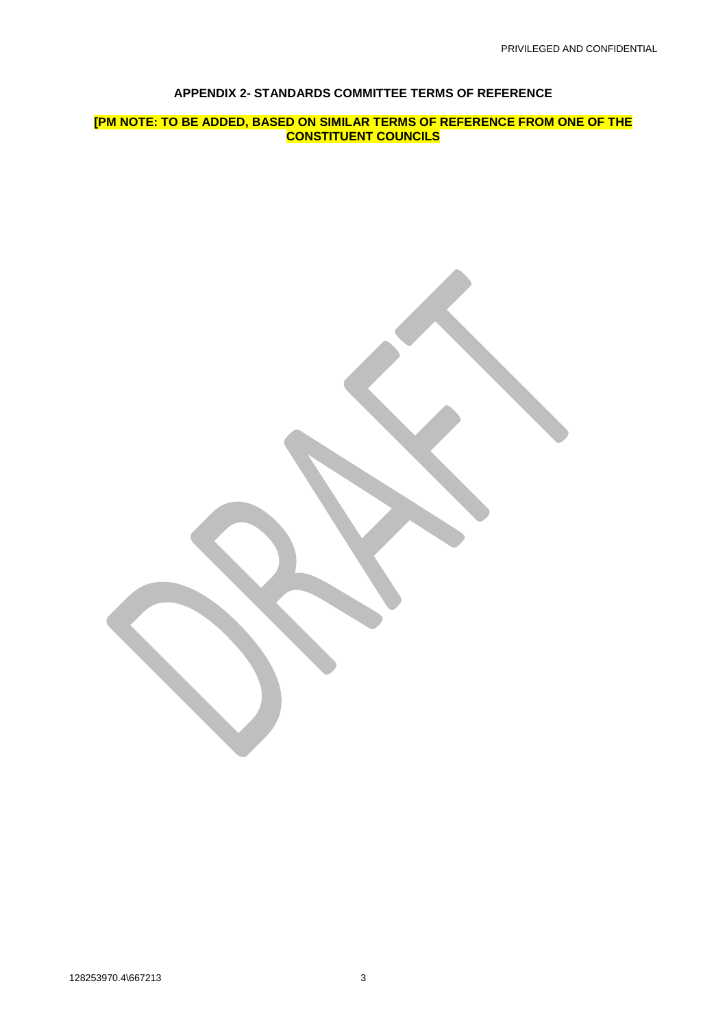## APPENDIX 2- STANDARDS COMMITTEE TERMS OF REFERENCE

**[PM NOTE: TO BE ADDED, BASED ON SIMILAR TERMS OF REFERENCE FROM ONE OF THE CONSTITUENT COUNCILS**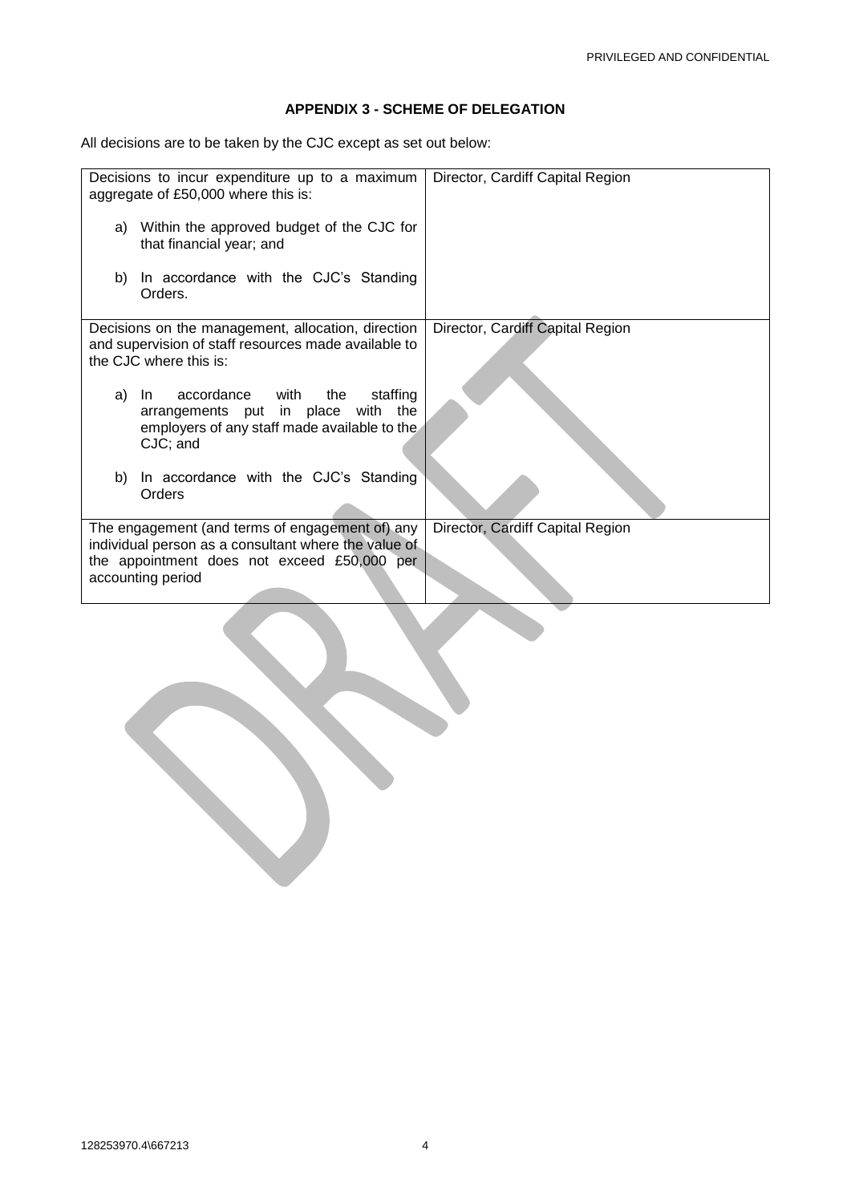**APPENDIX 3 - SCHEME OF DELEGATION**

All decisions are to be taken by the CJC except as set out below:

| | |
|---|---|
| Decisions to incur expenditure up to a maximum aggregate of £50,000 where this is:<br><br>a) Within the approved budget of the CJC for that financial year; and<br><br>b) In accordance with the CJC's Standing Orders. | Director, Cardiff Capital Region |
| Decisions on the management, allocation, direction and supervision of staff resources made available to the CJC where this is:<br><br>a) In accordance with the staffing arrangements put in place with the employers of any staff made available to the CJC; and<br><br>b) In accordance with the CJC's Standing Orders | Director, Cardiff Capital Region |
| The engagement (and terms of engagement of) any individual person as a consultant where the value of the appointment does not exceed £50,000 per accounting period | Director, Cardiff Capital Region |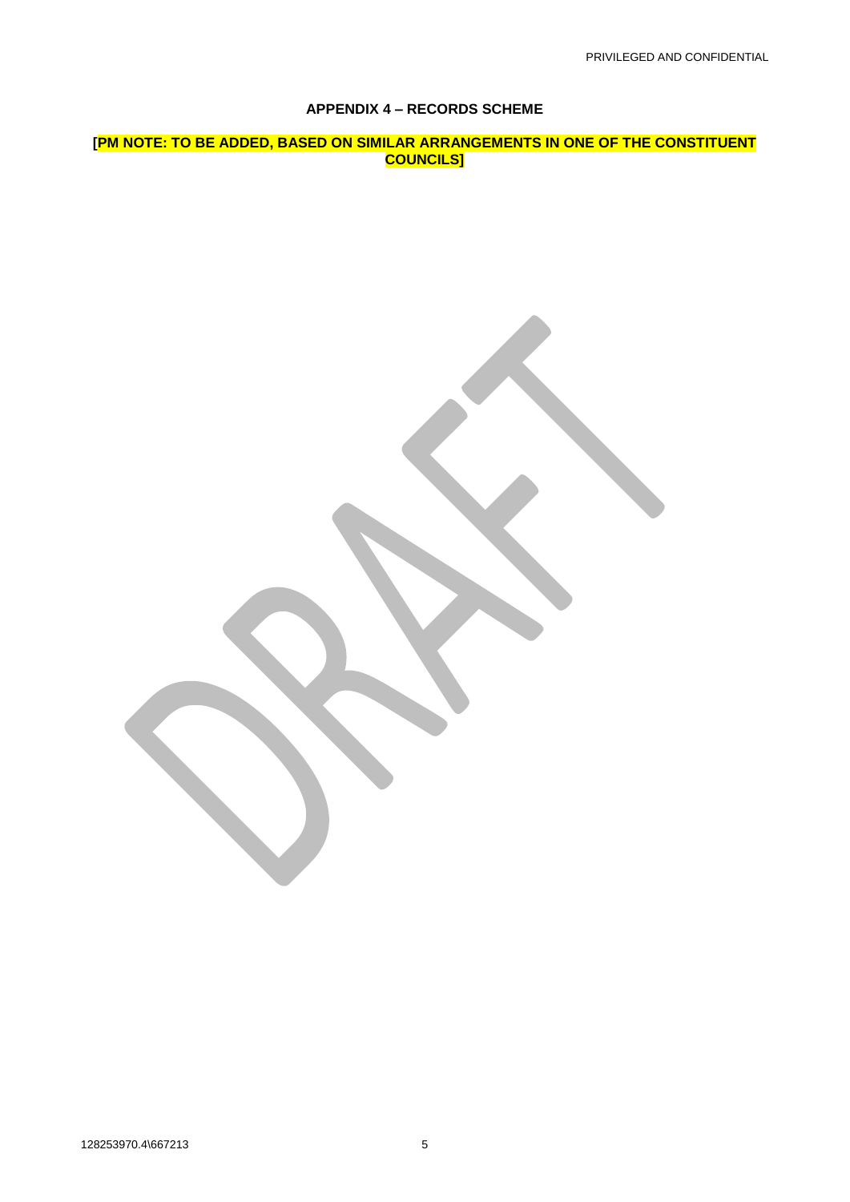## APPENDIX 4 – RECORDS SCHEME

**[PM NOTE: TO BE ADDED, BASED ON SIMILAR ARRANGEMENTS IN ONE OF THE CONSTITUENT COUNCILS]**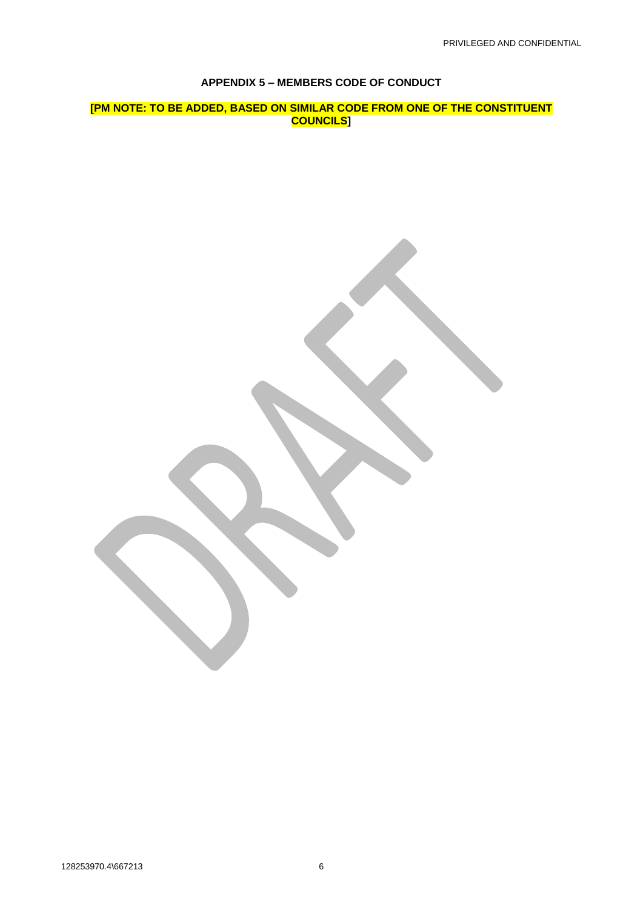## APPENDIX 5 – MEMBERS CODE OF CONDUCT

**[PM NOTE: TO BE ADDED, BASED ON SIMILAR CODE FROM ONE OF THE CONSTITUENT COUNCILS]**